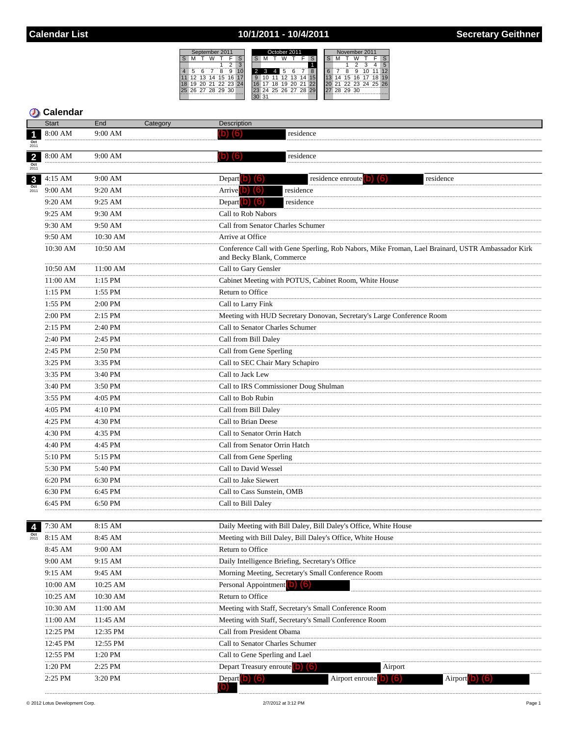# Calendar List — 10/1/2011 - 10/4/2011 — Secretary Geithner

## Calendar

| Date | Start | End | Category | Description |
|---|---|---|---|---|
| 1 Oct 2011 | 8:00 AM | 9:00 AM | | (b) (6) residence |
| 2 Oct 2011 | 8:00 AM | 9:00 AM | | (b) (6) residence |
| 3 Oct 2011 | 4:15 AM | 9:00 AM | | Depart (b) (6) residence enroute (b) (6) residence |
| | 9:00 AM | 9:20 AM | | Arrive (b) (6) residence |
| | 9:20 AM | 9:25 AM | | Depart (b) (6) residence |
| | 9:25 AM | 9:30 AM | | Call to Rob Nabors |
| | 9:30 AM | 9:50 AM | | Call from Senator Charles Schumer |
| | 9:50 AM | 10:30 AM | | Arrive at Office |
| | 10:30 AM | 10:50 AM | | Conference Call with Gene Sperling, Rob Nabors, Mike Froman, Lael Brainard, USTR Ambassador Kirk and Becky Blank, Commerce |
| | 10:50 AM | 11:00 AM | | Call to Gary Gensler |
| | 11:00 AM | 1:15 PM | | Cabinet Meeting with POTUS, Cabinet Room, White House |
| | 1:15 PM | 1:55 PM | | Return to Office |
| | 1:55 PM | 2:00 PM | | Call to Larry Fink |
| | 2:00 PM | 2:15 PM | | Meeting with HUD Secretary Donovan, Secretary's Large Conference Room |
| | 2:15 PM | 2:40 PM | | Call to Senator Charles Schumer |
| | 2:40 PM | 2:45 PM | | Call from Bill Daley |
| | 2:45 PM | 2:50 PM | | Call from Gene Sperling |
| | 3:25 PM | 3:35 PM | | Call to SEC Chair Mary Schapiro |
| | 3:35 PM | 3:40 PM | | Call to Jack Lew |
| | 3:40 PM | 3:50 PM | | Call to IRS Commissioner Doug Shulman |
| | 3:55 PM | 4:05 PM | | Call to Bob Rubin |
| | 4:05 PM | 4:10 PM | | Call from Bill Daley |
| | 4:25 PM | 4:30 PM | | Call to Brian Deese |
| | 4:30 PM | 4:35 PM | | Call to Senator Orrin Hatch |
| | 4:40 PM | 4:45 PM | | Call from Senator Orrin Hatch |
| | 5:10 PM | 5:15 PM | | Call from Gene Sperling |
| | 5:30 PM | 5:40 PM | | Call to David Wessel |
| | 6:20 PM | 6:30 PM | | Call to Jake Siewert |
| | 6:30 PM | 6:45 PM | | Call to Cass Sunstein, OMB |
| | 6:45 PM | 6:50 PM | | Call to Bill Daley |
| 4 Oct 2011 | 7:30 AM | 8:15 AM | | Daily Meeting with Bill Daley, Bill Daley's Office, White House |
| | 8:15 AM | 8:45 AM | | Meeting with Bill Daley, Bill Daley's Office, White House |
| | 8:45 AM | 9:00 AM | | Return to Office |
| | 9:00 AM | 9:15 AM | | Daily Intelligence Briefing, Secretary's Office |
| | 9:15 AM | 9:45 AM | | Morning Meeting, Secretary's Small Conference Room |
| | 10:00 AM | 10:25 AM | | Personal Appointment (b) (6) |
| | 10:25 AM | 10:30 AM | | Return to Office |
| | 10:30 AM | 11:00 AM | | Meeting with Staff, Secretary's Small Conference Room |
| | 11:00 AM | 11:45 AM | | Meeting with Staff, Secretary's Small Conference Room |
| | 12:25 PM | 12:35 PM | | Call from President Obama |
| | 12:45 PM | 12:55 PM | | Call to Senator Charles Schumer |
| | 12:55 PM | 1:20 PM | | Call to Gene Sperling and Lael |
| | 1:20 PM | 2:25 PM | | Depart Treasury enroute (b) (6) Airport |
| | 2:25 PM | 3:20 PM | | Depart (b) (6) Airport enroute (b) (6) Airport (b) (6) (b) |

© 2012 Lotus Development Corp. 2/7/2012 at 3:12 PM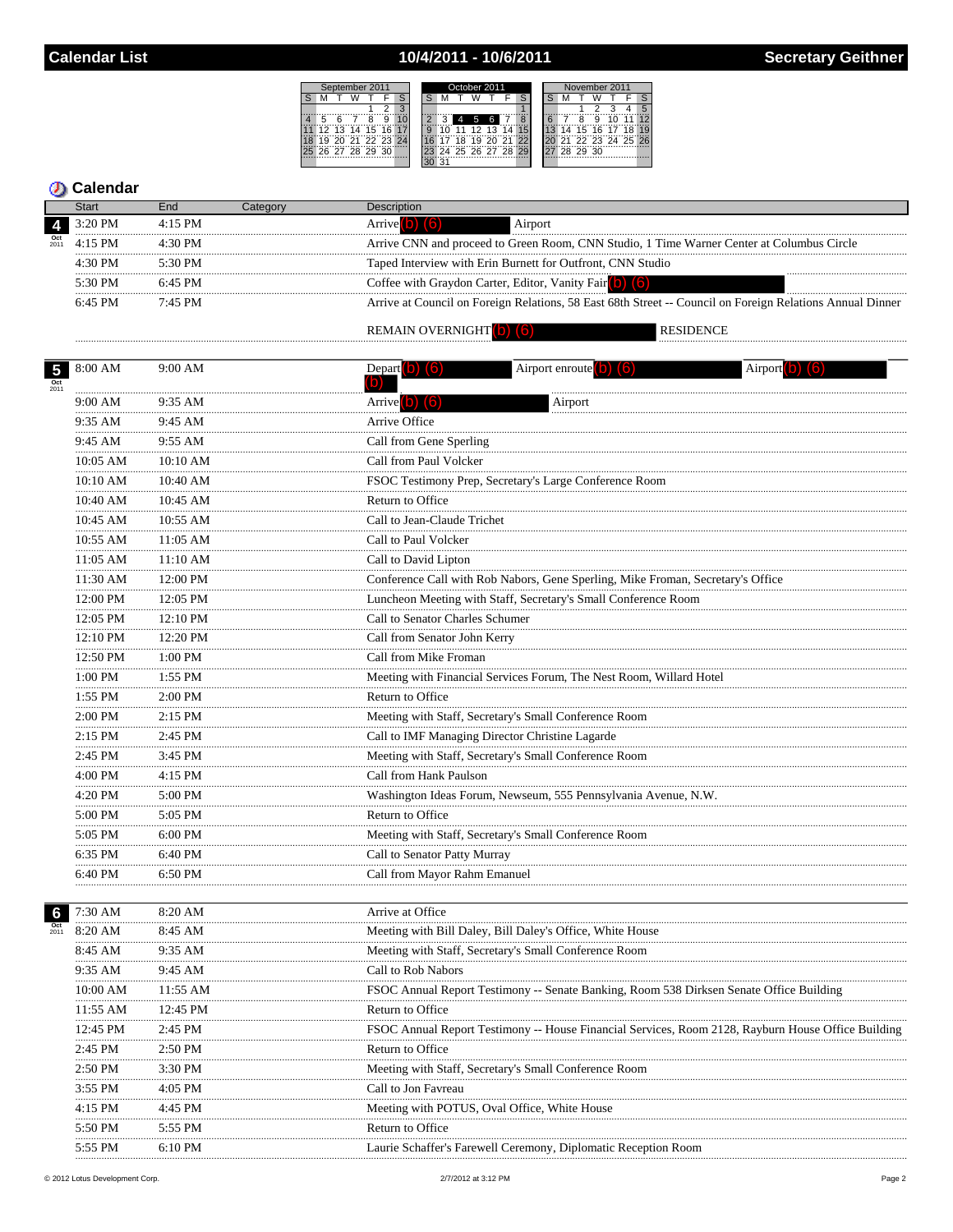# Calendar List — 10/4/2011 - 10/6/2011 — Secretary Geithner

| September 2011 | | | | | | |
|---|---|---|---|---|---|---|
| S | M | T | W | T | F | S |
| | | | | 1 | 2 | 3 |
| 4 | 5 | 6 | 7 | 8 | 9 | 10 |
| 11 | 12 | 13 | 14 | 15 | 16 | 17 |
| 18 | 19 | 20 | 21 | 22 | 23 | 24 |
| 25 | 26 | 27 | 28 | 29 | 30 | |

| October 2011 | | | | | | |
|---|---|---|---|---|---|---|
| S | M | T | W | T | F | S |
| | | | | | | 1 |
| 2 | 3 | 4 | 5 | 6 | 7 | 8 |
| 9 | 10 | 11 | 12 | 13 | 14 | 15 |
| 16 | 17 | 18 | 19 | 20 | 21 | 22 |
| 23 | 24 | 25 | 26 | 27 | 28 | 29 |
| 30 | 31 | | | | | |

| November 2011 | | | | | | |
|---|---|---|---|---|---|---|
| S | M | T | W | T | F | S |
| | | 1 | 2 | 3 | 4 | 5 |
| 6 | 7 | 8 | 9 | 10 | 11 | 12 |
| 13 | 14 | 15 | 16 | 17 | 18 | 19 |
| 20 | 21 | 22 | 23 | 24 | 25 | 26 |
| 27 | 28 | 29 | 30 | | | |

## Calendar

| Date | Start | End | Category | Description |
|---|---|---|---|---|
| 4 Oct 2011 | 3:20 PM | 4:15 PM | | Arrive (b) (6) Airport |
| | 4:15 PM | 4:30 PM | | Arrive CNN and proceed to Green Room, CNN Studio, 1 Time Warner Center at Columbus Circle |
| | 4:30 PM | 5:30 PM | | Taped Interview with Erin Burnett for Outfront, CNN Studio |
| | 5:30 PM | 6:45 PM | | Coffee with Graydon Carter, Editor, Vanity Fair (b) (6) |
| | 6:45 PM | 7:45 PM | | Arrive at Council on Foreign Relations, 58 East 68th Street -- Council on Foreign Relations Annual Dinner<br>REMAIN OVERNIGHT (b) (6) RESIDENCE |
| 5 Oct 2011 | 8:00 AM | 9:00 AM | | Depart (b) (6) Airport enroute (b) (6) Airport (b) (6) (b) |
| | 9:00 AM | 9:35 AM | | Arrive (b) (6) Airport |
| | 9:35 AM | 9:45 AM | | Arrive Office |
| | 9:45 AM | 9:55 AM | | Call from Gene Sperling |
| | 10:05 AM | 10:10 AM | | Call from Paul Volcker |
| | 10:10 AM | 10:40 AM | | FSOC Testimony Prep, Secretary's Large Conference Room |
| | 10:40 AM | 10:45 AM | | Return to Office |
| | 10:45 AM | 10:55 AM | | Call to Jean-Claude Trichet |
| | 10:55 AM | 11:05 AM | | Call to Paul Volcker |
| | 11:05 AM | 11:10 AM | | Call to David Lipton |
| | 11:30 AM | 12:00 PM | | Conference Call with Rob Nabors, Gene Sperling, Mike Froman, Secretary's Office |
| | 12:00 PM | 12:05 PM | | Luncheon Meeting with Staff, Secretary's Small Conference Room |
| | 12:05 PM | 12:10 PM | | Call to Senator Charles Schumer |
| | 12:10 PM | 12:20 PM | | Call from Senator John Kerry |
| | 12:50 PM | 1:00 PM | | Call from Mike Froman |
| | 1:00 PM | 1:55 PM | | Meeting with Financial Services Forum, The Nest Room, Willard Hotel |
| | 1:55 PM | 2:00 PM | | Return to Office |
| | 2:00 PM | 2:15 PM | | Meeting with Staff, Secretary's Small Conference Room |
| | 2:15 PM | 2:45 PM | | Call to IMF Managing Director Christine Lagarde |
| | 2:45 PM | 3:45 PM | | Meeting with Staff, Secretary's Small Conference Room |
| | 4:00 PM | 4:15 PM | | Call from Hank Paulson |
| | 4:20 PM | 5:00 PM | | Washington Ideas Forum, Newseum, 555 Pennsylvania Avenue, N.W. |
| | 5:00 PM | 5:05 PM | | Return to Office |
| | 5:05 PM | 6:00 PM | | Meeting with Staff, Secretary's Small Conference Room |
| | 6:35 PM | 6:40 PM | | Call to Senator Patty Murray |
| | 6:40 PM | 6:50 PM | | Call from Mayor Rahm Emanuel |
| 6 Oct 2011 | 7:30 AM | 8:20 AM | | Arrive at Office |
| | 8:20 AM | 8:45 AM | | Meeting with Bill Daley, Bill Daley's Office, White House |
| | 8:45 AM | 9:35 AM | | Meeting with Staff, Secretary's Small Conference Room |
| | 9:35 AM | 9:45 AM | | Call to Rob Nabors |
| | 10:00 AM | 11:55 AM | | FSOC Annual Report Testimony -- Senate Banking, Room 538 Dirksen Senate Office Building |
| | 11:55 AM | 12:45 PM | | Return to Office |
| | 12:45 PM | 2:45 PM | | FSOC Annual Report Testimony -- House Financial Services, Room 2128, Rayburn House Office Building |
| | 2:45 PM | 2:50 PM | | Return to Office |
| | 2:50 PM | 3:30 PM | | Meeting with Staff, Secretary's Small Conference Room |
| | 3:55 PM | 4:05 PM | | Call to Jon Favreau |
| | 4:15 PM | 4:45 PM | | Meeting with POTUS, Oval Office, White House |
| | 5:50 PM | 5:55 PM | | Return to Office |
| | 5:55 PM | 6:10 PM | | Laurie Schaffer's Farewell Ceremony, Diplomatic Reception Room |

© 2012 Lotus Development Corp. 2/7/2012 at 3:12 PM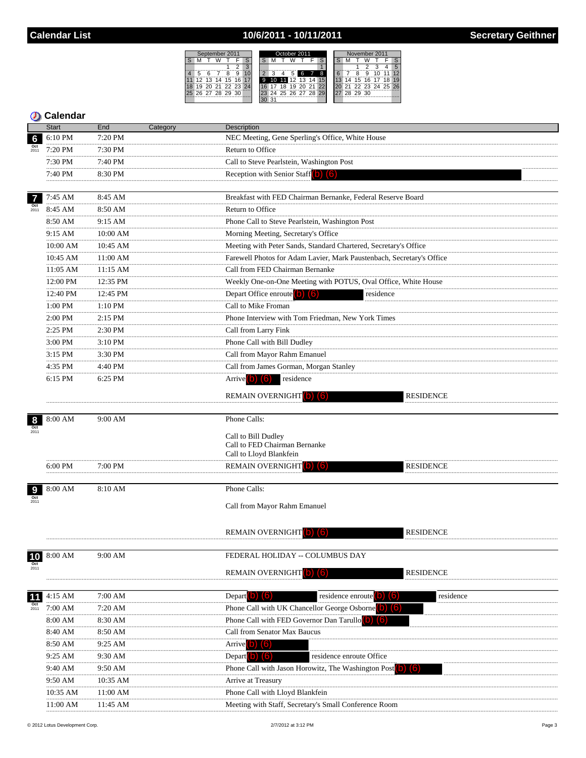# Calendar List — 10/6/2011 - 10/11/2011 — Secretary Geithner

## Calendar

| Date | Start | End | Category | Description |
|---|---|---|---|---|
| 6 Oct 2011 | 6:10 PM | 7:20 PM | | NEC Meeting, Gene Sperling's Office, White House |
| | 7:20 PM | 7:30 PM | | Return to Office |
| | 7:30 PM | 7:40 PM | | Call to Steve Pearlstein, Washington Post |
| | 7:40 PM | 8:30 PM | | Reception with Senior Staff (b) (6) |
| 7 Oct 2011 | 7:45 AM | 8:45 AM | | Breakfast with FED Chairman Bernanke, Federal Reserve Board |
| | 8:45 AM | 8:50 AM | | Return to Office |
| | 8:50 AM | 9:15 AM | | Phone Call to Steve Pearlstein, Washington Post |
| | 9:15 AM | 10:00 AM | | Morning Meeting, Secretary's Office |
| | 10:00 AM | 10:45 AM | | Meeting with Peter Sands, Standard Chartered, Secretary's Office |
| | 10:45 AM | 11:00 AM | | Farewell Photos for Adam Lavier, Mark Paustenbach, Secretary's Office |
| | 11:05 AM | 11:15 AM | | Call from FED Chairman Bernanke |
| | 12:00 PM | 12:35 PM | | Weekly One-on-One Meeting with POTUS, Oval Office, White House |
| | 12:40 PM | 12:45 PM | | Depart Office enroute (b) (6) residence |
| | 1:00 PM | 1:10 PM | | Call to Mike Froman |
| | 2:00 PM | 2:15 PM | | Phone Interview with Tom Friedman, New York Times |
| | 2:25 PM | 2:30 PM | | Call from Larry Fink |
| | 3:00 PM | 3:10 PM | | Phone Call with Bill Dudley |
| | 3:15 PM | 3:30 PM | | Call from Mayor Rahm Emanuel |
| | 4:35 PM | 4:40 PM | | Call from James Gorman, Morgan Stanley |
| | 6:15 PM | 6:25 PM | | Arrive (b) (6) residence<br><br>REMAIN OVERNIGHT (b) (6) RESIDENCE |
| 8 Oct 2011 | 8:00 AM | 9:00 AM | | Phone Calls:<br><br>Call to Bill Dudley<br>Call to FED Chairman Bernanke<br>Call to Lloyd Blankfein |
| | 6:00 PM | 7:00 PM | | REMAIN OVERNIGHT (b) (6) RESIDENCE |
| 9 Oct 2011 | 8:00 AM | 8:10 AM | | Phone Calls:<br><br>Call from Mayor Rahm Emanuel<br><br>REMAIN OVERNIGHT (b) (6) RESIDENCE |
| 10 Oct 2011 | 8:00 AM | 9:00 AM | | FEDERAL HOLIDAY -- COLUMBUS DAY<br><br>REMAIN OVERNIGHT (b) (6) RESIDENCE |
| 11 Oct 2011 | 4:15 AM | 7:00 AM | | Depart (b) (6) residence enroute (b) (6) residence |
| | 7:00 AM | 7:20 AM | | Phone Call with UK Chancellor George Osborne (b) (6) |
| | 8:00 AM | 8:30 AM | | Phone Call with FED Governor Dan Tarullo (b) (6) |
| | 8:40 AM | 8:50 AM | | Call from Senator Max Baucus |
| | 8:50 AM | 9:25 AM | | Arrive (b) (6) |
| | 9:25 AM | 9:30 AM | | Depart (b) (6) residence enroute Office |
| | 9:40 AM | 9:50 AM | | Phone Call with Jason Horowitz, The Washington Post (b) (6) |
| | 9:50 AM | 10:35 AM | | Arrive at Treasury |
| | 10:35 AM | 11:00 AM | | Phone Call with Lloyd Blankfein |
| | 11:00 AM | 11:45 AM | | Meeting with Staff, Secretary's Small Conference Room |

© 2012 Lotus Development Corp. 2/7/2012 at 3:12 PM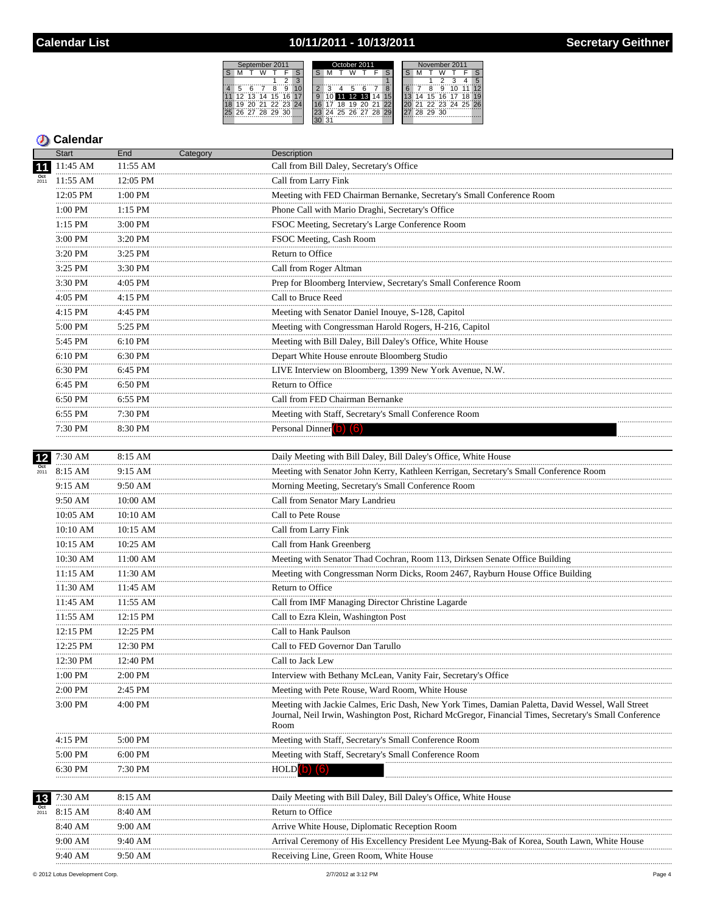# Calendar List — 10/11/2011 - 10/13/2011 — Secretary Geithner

| September 2011 | | | | | | |
|---|---|---|---|---|---|---|
| S | M | T | W | T | F | S |
| | | | | 1 | 2 | 3 |
| 4 | 5 | 6 | 7 | 8 | 9 | 10 |
| 11 | 12 | 13 | 14 | 15 | 16 | 17 |
| 18 | 19 | 20 | 21 | 22 | 23 | 24 |
| 25 | 26 | 27 | 28 | 29 | 30 | |

| October 2011 | | | | | | |
|---|---|---|---|---|---|---|
| S | M | T | W | T | F | S |
| | | | | | | 1 |
| 2 | 3 | 4 | 5 | 6 | 7 | 8 |
| 9 | 10 | **11** | **12** | **13** | 14 | 15 |
| 16 | 17 | 18 | 19 | 20 | 21 | 22 |
| 23 | 24 | 25 | 26 | 27 | 28 | 29 |
| 30 | 31 | | | | | |

| November 2011 | | | | | | |
|---|---|---|---|---|---|---|
| S | M | T | W | T | F | S |
| | | 1 | 2 | 3 | 4 | 5 |
| 6 | 7 | 8 | 9 | 10 | 11 | 12 |
| 13 | 14 | 15 | 16 | 17 | 18 | 19 |
| 20 | 21 | 22 | 23 | 24 | 25 | 26 |
| 27 | 28 | 29 | 30 | | | |

## Calendar

| Date | Start | End | Category | Description |
|---|---|---|---|---|
| 11 Oct 2011 | 11:45 AM | 11:55 AM | | Call from Bill Daley, Secretary's Office |
| | 11:55 AM | 12:05 PM | | Call from Larry Fink |
| | 12:05 PM | 1:00 PM | | Meeting with FED Chairman Bernanke, Secretary's Small Conference Room |
| | 1:00 PM | 1:15 PM | | Phone Call with Mario Draghi, Secretary's Office |
| | 1:15 PM | 3:00 PM | | FSOC Meeting, Secretary's Large Conference Room |
| | 3:00 PM | 3:20 PM | | FSOC Meeting, Cash Room |
| | 3:20 PM | 3:25 PM | | Return to Office |
| | 3:25 PM | 3:30 PM | | Call from Roger Altman |
| | 3:30 PM | 4:05 PM | | Prep for Bloomberg Interview, Secretary's Small Conference Room |
| | 4:05 PM | 4:15 PM | | Call to Bruce Reed |
| | 4:15 PM | 4:45 PM | | Meeting with Senator Daniel Inouye, S-128, Capitol |
| | 5:00 PM | 5:25 PM | | Meeting with Congressman Harold Rogers, H-216, Capitol |
| | 5:45 PM | 6:10 PM | | Meeting with Bill Daley, Bill Daley's Office, White House |
| | 6:10 PM | 6:30 PM | | Depart White House enroute Bloomberg Studio |
| | 6:30 PM | 6:45 PM | | LIVE Interview on Bloomberg, 1399 New York Avenue, N.W. |
| | 6:45 PM | 6:50 PM | | Return to Office |
| | 6:50 PM | 6:55 PM | | Call from FED Chairman Bernanke |
| | 6:55 PM | 7:30 PM | | Meeting with Staff, Secretary's Small Conference Room |
| | 7:30 PM | 8:30 PM | | Personal Dinner (b) (6) |
| 12 Oct 2011 | 7:30 AM | 8:15 AM | | Daily Meeting with Bill Daley, Bill Daley's Office, White House |
| | 8:15 AM | 9:15 AM | | Meeting with Senator John Kerry, Kathleen Kerrigan, Secretary's Small Conference Room |
| | 9:15 AM | 9:50 AM | | Morning Meeting, Secretary's Small Conference Room |
| | 9:50 AM | 10:00 AM | | Call from Senator Mary Landrieu |
| | 10:05 AM | 10:10 AM | | Call to Pete Rouse |
| | 10:10 AM | 10:15 AM | | Call from Larry Fink |
| | 10:15 AM | 10:25 AM | | Call from Hank Greenberg |
| | 10:30 AM | 11:00 AM | | Meeting with Senator Thad Cochran, Room 113, Dirksen Senate Office Building |
| | 11:15 AM | 11:30 AM | | Meeting with Congressman Norm Dicks, Room 2467, Rayburn House Office Building |
| | 11:30 AM | 11:45 AM | | Return to Office |
| | 11:45 AM | 11:55 AM | | Call from IMF Managing Director Christine Lagarde |
| | 11:55 AM | 12:15 PM | | Call to Ezra Klein, Washington Post |
| | 12:15 PM | 12:25 PM | | Call to Hank Paulson |
| | 12:25 PM | 12:30 PM | | Call to FED Governor Dan Tarullo |
| | 12:30 PM | 12:40 PM | | Call to Jack Lew |
| | 1:00 PM | 2:00 PM | | Interview with Bethany McLean, Vanity Fair, Secretary's Office |
| | 2:00 PM | 2:45 PM | | Meeting with Pete Rouse, Ward Room, White House |
| | 3:00 PM | 4:00 PM | | Meeting with Jackie Calmes, Eric Dash, New York Times, Damian Paletta, David Wessel, Wall Street Journal, Neil Irwin, Washington Post, Richard McGregor, Financial Times, Secretary's Small Conference Room |
| | 4:15 PM | 5:00 PM | | Meeting with Staff, Secretary's Small Conference Room |
| | 5:00 PM | 6:00 PM | | Meeting with Staff, Secretary's Small Conference Room |
| | 6:30 PM | 7:30 PM | | HOLD (b) (6) |
| 13 Oct 2011 | 7:30 AM | 8:15 AM | | Daily Meeting with Bill Daley, Bill Daley's Office, White House |
| | 8:15 AM | 8:40 AM | | Return to Office |
| | 8:40 AM | 9:00 AM | | Arrive White House, Diplomatic Reception Room |
| | 9:00 AM | 9:40 AM | | Arrival Ceremony of His Excellency President Lee Myung-Bak of Korea, South Lawn, White House |
| | 9:40 AM | 9:50 AM | | Receiving Line, Green Room, White House |

© 2012 Lotus Development Corp. — 2/7/2012 at 3:12 PM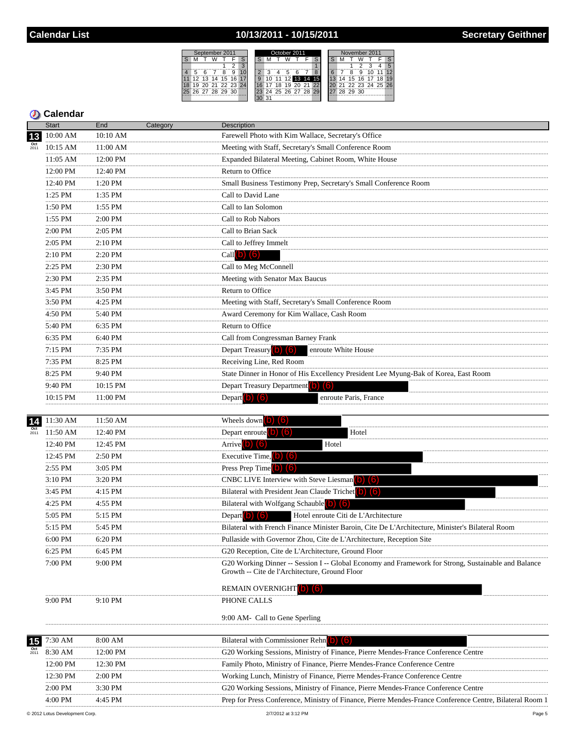# Calendar List — 10/13/2011 - 10/15/2011 — Secretary Geithner

## Calendar

| Date | Start | End | Category | Description |
|---|---|---|---|---|
| 13 Oct 2011 | 10:00 AM | 10:10 AM | | Farewell Photo with Kim Wallace, Secretary's Office |
| | 10:15 AM | 11:00 AM | | Meeting with Staff, Secretary's Small Conference Room |
| | 11:05 AM | 12:00 PM | | Expanded Bilateral Meeting, Cabinet Room, White House |
| | 12:00 PM | 12:40 PM | | Return to Office |
| | 12:40 PM | 1:20 PM | | Small Business Testimony Prep, Secretary's Small Conference Room |
| | 1:25 PM | 1:35 PM | | Call to David Lane |
| | 1:50 PM | 1:55 PM | | Call to Ian Solomon |
| | 1:55 PM | 2:00 PM | | Call to Rob Nabors |
| | 2:00 PM | 2:05 PM | | Call to Brian Sack |
| | 2:05 PM | 2:10 PM | | Call to Jeffrey Immelt |
| | 2:10 PM | 2:20 PM | | Call (b) (6) |
| | 2:25 PM | 2:30 PM | | Call to Meg McConnell |
| | 2:30 PM | 2:35 PM | | Meeting with Senator Max Baucus |
| | 3:45 PM | 3:50 PM | | Return to Office |
| | 3:50 PM | 4:25 PM | | Meeting with Staff, Secretary's Small Conference Room |
| | 4:50 PM | 5:40 PM | | Award Ceremony for Kim Wallace, Cash Room |
| | 5:40 PM | 6:35 PM | | Return to Office |
| | 6:35 PM | 6:40 PM | | Call from Congressman Barney Frank |
| | 7:15 PM | 7:35 PM | | Depart Treasury (b) (6) enroute White House |
| | 7:35 PM | 8:25 PM | | Receiving Line, Red Room |
| | 8:25 PM | 9:40 PM | | State Dinner in Honor of His Excellency President Lee Myung-Bak of Korea, East Room |
| | 9:40 PM | 10:15 PM | | Depart Treasury Department (b) (6) |
| | 10:15 PM | 11:00 PM | | Depart (b) (6) enroute Paris, France |
| 14 Oct 2011 | 11:30 AM | 11:50 AM | | Wheels down (b) (6) |
| | 11:50 AM | 12:40 PM | | Depart enroute (b) (6) Hotel |
| | 12:40 PM | 12:45 PM | | Arrive (b) (6) Hotel |
| | 12:45 PM | 2:50 PM | | Executive Time, (b) (6) |
| | 2:55 PM | 3:05 PM | | Press Prep Time (b) (6) |
| | 3:10 PM | 3:20 PM | | CNBC LIVE Interview with Steve Liesman (b) (6) |
| | 3:45 PM | 4:15 PM | | Bilateral with President Jean Claude Trichet (b) (6) |
| | 4:25 PM | 4:55 PM | | Bilateral with Wolfgang Schauble (b) (6) |
| | 5:05 PM | 5:15 PM | | Depart (b) (6) Hotel enroute Citi de L'Architecture |
| | 5:15 PM | 5:45 PM | | Bilateral with French Finance Minister Baroin, Cite De L'Architecture, Minister's Bilateral Room |
| | 6:00 PM | 6:20 PM | | Pullaside with Governor Zhou, Cite de L'Architecture, Reception Site |
| | 6:25 PM | 6:45 PM | | G20 Reception, Cite de L'Architecture, Ground Floor |
| | 7:00 PM | 9:00 PM | | G20 Working Dinner -- Session I -- Global Economy and Framework for Strong, Sustainable and Balance Growth -- Cite de l'Architecture, Ground Floor<br><br>REMAIN OVERNIGHT (b) (6) |
| | 9:00 PM | 9:10 PM | | PHONE CALLS<br><br>9:00 AM- Call to Gene Sperling |
| 15 Oct 2011 | 7:30 AM | 8:00 AM | | Bilateral with Commissioner Rehn (b) (6) |
| | 8:30 AM | 12:00 PM | | G20 Working Sessions, Ministry of Finance, Pierre Mendes-France Conference Centre |
| | 12:00 PM | 12:30 PM | | Family Photo, Ministry of Finance, Pierre Mendes-France Conference Centre |
| | 12:30 PM | 2:00 PM | | Working Lunch, Ministry of Finance, Pierre Mendes-France Conference Centre |
| | 2:00 PM | 3:30 PM | | G20 Working Sessions, Ministry of Finance, Pierre Mendes-France Conference Centre |
| | 4:00 PM | 4:45 PM | | Prep for Press Conference, Ministry of Finance, Pierre Mendes-France Conference Centre, Bilateral Room 1 |

© 2012 Lotus Development Corp. — 2/7/2012 at 3:12 PM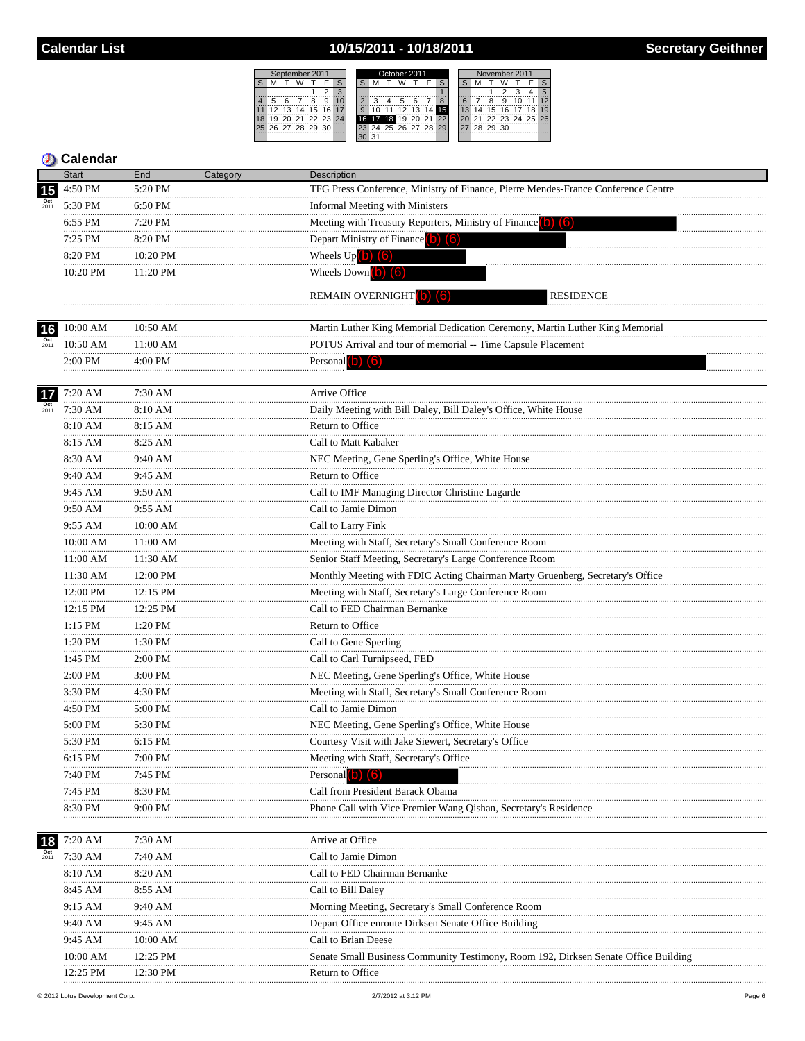# Calendar List — 10/15/2011 - 10/18/2011 — Secretary Geithner

## Calendar

| Date | Start | End | Category | Description |
|---|---|---|---|---|
| 15 Oct 2011 | 4:50 PM | 5:20 PM | | TFG Press Conference, Ministry of Finance, Pierre Mendes-France Conference Centre |
| | 5:30 PM | 6:50 PM | | Informal Meeting with Ministers |
| | 6:55 PM | 7:20 PM | | Meeting with Treasury Reporters, Ministry of Finance (b) (6) |
| | 7:25 PM | 8:20 PM | | Depart Ministry of Finance (b) (6) |
| | 8:20 PM | 10:20 PM | | Wheels Up (b) (6) |
| | 10:20 PM | 11:20 PM | | Wheels Down (b) (6) |
| | | | | REMAIN OVERNIGHT (b) (6) RESIDENCE |
| 16 Oct 2011 | 10:00 AM | 10:50 AM | | Martin Luther King Memorial Dedication Ceremony, Martin Luther King Memorial |
| | 10:50 AM | 11:00 AM | | POTUS Arrival and tour of memorial -- Time Capsule Placement |
| | 2:00 PM | 4:00 PM | | Personal (b) (6) |
| 17 Oct 2011 | 7:20 AM | 7:30 AM | | Arrive Office |
| | 7:30 AM | 8:10 AM | | Daily Meeting with Bill Daley, Bill Daley's Office, White House |
| | 8:10 AM | 8:15 AM | | Return to Office |
| | 8:15 AM | 8:25 AM | | Call to Matt Kabaker |
| | 8:30 AM | 9:40 AM | | NEC Meeting, Gene Sperling's Office, White House |
| | 9:40 AM | 9:45 AM | | Return to Office |
| | 9:45 AM | 9:50 AM | | Call to IMF Managing Director Christine Lagarde |
| | 9:50 AM | 9:55 AM | | Call to Jamie Dimon |
| | 9:55 AM | 10:00 AM | | Call to Larry Fink |
| | 10:00 AM | 11:00 AM | | Meeting with Staff, Secretary's Small Conference Room |
| | 11:00 AM | 11:30 AM | | Senior Staff Meeting, Secretary's Large Conference Room |
| | 11:30 AM | 12:00 PM | | Monthly Meeting with FDIC Acting Chairman Marty Gruenberg, Secretary's Office |
| | 12:00 PM | 12:15 PM | | Meeting with Staff, Secretary's Large Conference Room |
| | 12:15 PM | 12:25 PM | | Call to FED Chairman Bernanke |
| | 1:15 PM | 1:20 PM | | Return to Office |
| | 1:20 PM | 1:30 PM | | Call to Gene Sperling |
| | 1:45 PM | 2:00 PM | | Call to Carl Turnipseed, FED |
| | 2:00 PM | 3:00 PM | | NEC Meeting, Gene Sperling's Office, White House |
| | 3:30 PM | 4:30 PM | | Meeting with Staff, Secretary's Small Conference Room |
| | 4:50 PM | 5:00 PM | | Call to Jamie Dimon |
| | 5:00 PM | 5:30 PM | | NEC Meeting, Gene Sperling's Office, White House |
| | 5:30 PM | 6:15 PM | | Courtesy Visit with Jake Siewert, Secretary's Office |
| | 6:15 PM | 7:00 PM | | Meeting with Staff, Secretary's Office |
| | 7:40 PM | 7:45 PM | | Personal (b) (6) |
| | 7:45 PM | 8:30 PM | | Call from President Barack Obama |
| | 8:30 PM | 9:00 PM | | Phone Call with Vice Premier Wang Qishan, Secretary's Residence |
| 18 Oct 2011 | 7:20 AM | 7:30 AM | | Arrive at Office |
| | 7:30 AM | 7:40 AM | | Call to Jamie Dimon |
| | 8:10 AM | 8:20 AM | | Call to FED Chairman Bernanke |
| | 8:45 AM | 8:55 AM | | Call to Bill Daley |
| | 9:15 AM | 9:40 AM | | Morning Meeting, Secretary's Small Conference Room |
| | 9:40 AM | 9:45 AM | | Depart Office enroute Dirksen Senate Office Building |
| | 9:45 AM | 10:00 AM | | Call to Brian Deese |
| | 10:00 AM | 12:25 PM | | Senate Small Business Community Testimony, Room 192, Dirksen Senate Office Building |
| | 12:25 PM | 12:30 PM | | Return to Office |

© 2012 Lotus Development Corp. 2/7/2012 at 3:12 PM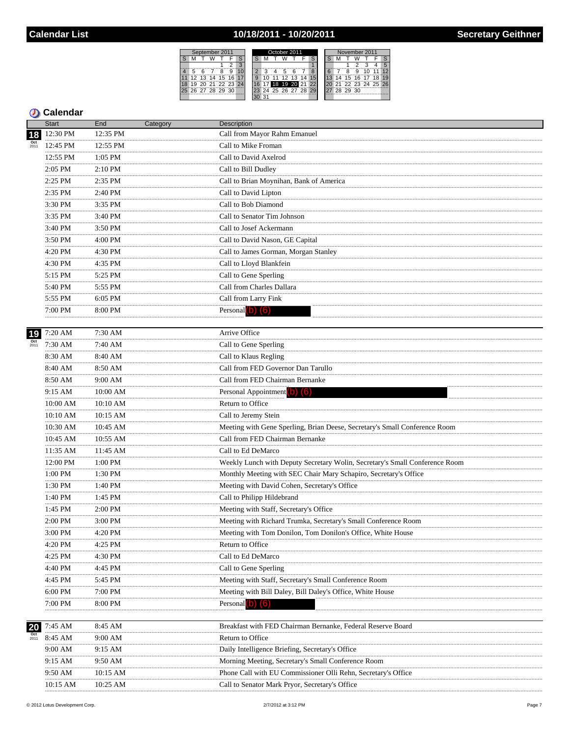# Calendar List — 10/18/2011 - 10/20/2011 — Secretary Geithner

## Calendar

| Date | Start | End | Category | Description |
|---|---|---|---|---|
| 18 Oct 2011 | 12:30 PM | 12:35 PM | | Call from Mayor Rahm Emanuel |
| | 12:45 PM | 12:55 PM | | Call to Mike Froman |
| | 12:55 PM | 1:05 PM | | Call to David Axelrod |
| | 2:05 PM | 2:10 PM | | Call to Bill Dudley |
| | 2:25 PM | 2:35 PM | | Call to Brian Moynihan, Bank of America |
| | 2:35 PM | 2:40 PM | | Call to David Lipton |
| | 3:30 PM | 3:35 PM | | Call to Bob Diamond |
| | 3:35 PM | 3:40 PM | | Call to Senator Tim Johnson |
| | 3:40 PM | 3:50 PM | | Call to Josef Ackermann |
| | 3:50 PM | 4:00 PM | | Call to David Nason, GE Capital |
| | 4:20 PM | 4:30 PM | | Call to James Gorman, Morgan Stanley |
| | 4:30 PM | 4:35 PM | | Call to Lloyd Blankfein |
| | 5:15 PM | 5:25 PM | | Call to Gene Sperling |
| | 5:40 PM | 5:55 PM | | Call from Charles Dallara |
| | 5:55 PM | 6:05 PM | | Call from Larry Fink |
| | 7:00 PM | 8:00 PM | | Personal (b) (6) |
| 19 Oct 2011 | 7:20 AM | 7:30 AM | | Arrive Office |
| | 7:30 AM | 7:40 AM | | Call to Gene Sperling |
| | 8:30 AM | 8:40 AM | | Call to Klaus Regling |
| | 8:40 AM | 8:50 AM | | Call from FED Governor Dan Tarullo |
| | 8:50 AM | 9:00 AM | | Call from FED Chairman Bernanke |
| | 9:15 AM | 10:00 AM | | Personal Appointment (b) (6) |
| | 10:00 AM | 10:10 AM | | Return to Office |
| | 10:10 AM | 10:15 AM | | Call to Jeremy Stein |
| | 10:30 AM | 10:45 AM | | Meeting with Gene Sperling, Brian Deese, Secretary's Small Conference Room |
| | 10:45 AM | 10:55 AM | | Call from FED Chairman Bernanke |
| | 11:35 AM | 11:45 AM | | Call to Ed DeMarco |
| | 12:00 PM | 1:00 PM | | Weekly Lunch with Deputy Secretary Wolin, Secretary's Small Conference Room |
| | 1:00 PM | 1:30 PM | | Monthly Meeting with SEC Chair Mary Schapiro, Secretary's Office |
| | 1:30 PM | 1:40 PM | | Meeting with David Cohen, Secretary's Office |
| | 1:40 PM | 1:45 PM | | Call to Philipp Hildebrand |
| | 1:45 PM | 2:00 PM | | Meeting with Staff, Secretary's Office |
| | 2:00 PM | 3:00 PM | | Meeting with Richard Trumka, Secretary's Small Conference Room |
| | 3:00 PM | 4:20 PM | | Meeting with Tom Donilon, Tom Donilon's Office, White House |
| | 4:20 PM | 4:25 PM | | Return to Office |
| | 4:25 PM | 4:30 PM | | Call to Ed DeMarco |
| | 4:40 PM | 4:45 PM | | Call to Gene Sperling |
| | 4:45 PM | 5:45 PM | | Meeting with Staff, Secretary's Small Conference Room |
| | 6:00 PM | 7:00 PM | | Meeting with Bill Daley, Bill Daley's Office, White House |
| | 7:00 PM | 8:00 PM | | Personal (b) (6) |
| 20 Oct 2011 | 7:45 AM | 8:45 AM | | Breakfast with FED Chairman Bernanke, Federal Reserve Board |
| | 8:45 AM | 9:00 AM | | Return to Office |
| | 9:00 AM | 9:15 AM | | Daily Intelligence Briefing, Secretary's Office |
| | 9:15 AM | 9:50 AM | | Morning Meeting, Secretary's Small Conference Room |
| | 9:50 AM | 10:15 AM | | Phone Call with EU Commissioner Olli Rehn, Secretary's Office |
| | 10:15 AM | 10:25 AM | | Call to Senator Mark Pryor, Secretary's Office |

© 2012 Lotus Development Corp. — 2/7/2012 at 3:12 PM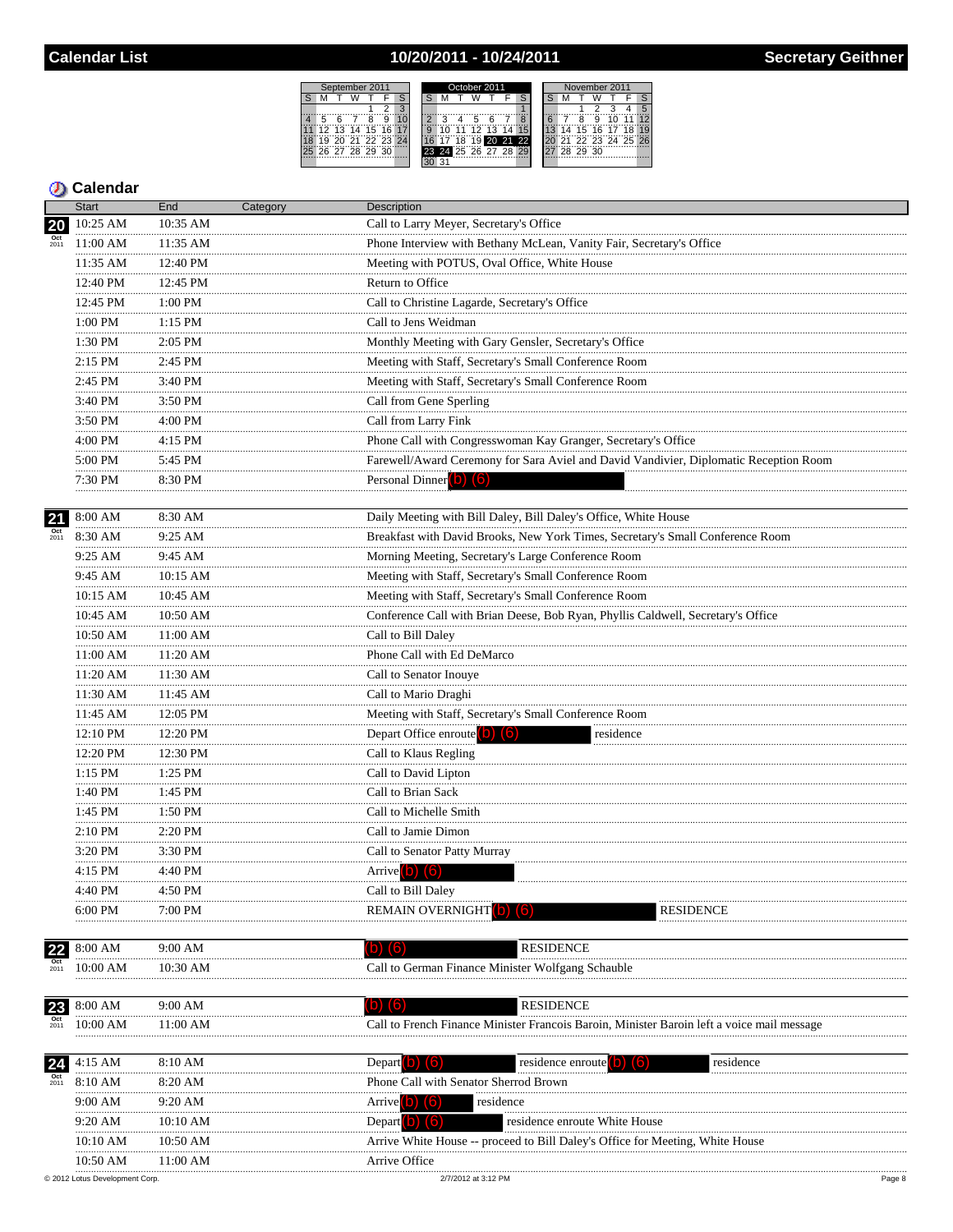# Calendar List — 10/20/2011 - 10/24/2011 — Secretary Geithner

| September 2011 | | | | | | |
|---|---|---|---|---|---|---|
| S | M | T | W | T | F | S |
| | | | | 1 | 2 | 3 |
| 4 | 5 | 6 | 7 | 8 | 9 | 10 |
| 11 | 12 | 13 | 14 | 15 | 16 | 17 |
| 18 | 19 | 20 | 21 | 22 | 23 | 24 |
| 25 | 26 | 27 | 28 | 29 | 30 | |

| October 2011 | | | | | | |
|---|---|---|---|---|---|---|
| S | M | T | W | T | F | S |
| | | | | | | 1 |
| 2 | 3 | 4 | 5 | 6 | 7 | 8 |
| 9 | 10 | 11 | 12 | 13 | 14 | 15 |
| 16 | 17 | 18 | 19 | 20 | 21 | 22 |
| 23 | 24 | 25 | 26 | 27 | 28 | 29 |
| 30 | 31 | | | | | |

| November 2011 | | | | | | |
|---|---|---|---|---|---|---|
| S | M | T | W | T | F | S |
| | | 1 | 2 | 3 | 4 | 5 |
| 6 | 7 | 8 | 9 | 10 | 11 | 12 |
| 13 | 14 | 15 | 16 | 17 | 18 | 19 |
| 20 | 21 | 22 | 23 | 24 | 25 | 26 |
| 27 | 28 | 29 | 30 | | | |

## Calendar

| Date | Start | End | Category | Description |
|---|---|---|---|---|
| 20 Oct 2011 | 10:25 AM | 10:35 AM | | Call to Larry Meyer, Secretary's Office |
| | 11:00 AM | 11:35 AM | | Phone Interview with Bethany McLean, Vanity Fair, Secretary's Office |
| | 11:35 AM | 12:40 PM | | Meeting with POTUS, Oval Office, White House |
| | 12:40 PM | 12:45 PM | | Return to Office |
| | 12:45 PM | 1:00 PM | | Call to Christine Lagarde, Secretary's Office |
| | 1:00 PM | 1:15 PM | | Call to Jens Weidman |
| | 1:30 PM | 2:05 PM | | Monthly Meeting with Gary Gensler, Secretary's Office |
| | 2:15 PM | 2:45 PM | | Meeting with Staff, Secretary's Small Conference Room |
| | 2:45 PM | 3:40 PM | | Meeting with Staff, Secretary's Small Conference Room |
| | 3:40 PM | 3:50 PM | | Call from Gene Sperling |
| | 3:50 PM | 4:00 PM | | Call from Larry Fink |
| | 4:00 PM | 4:15 PM | | Phone Call with Congresswoman Kay Granger, Secretary's Office |
| | 5:00 PM | 5:45 PM | | Farewell/Award Ceremony for Sara Aviel and David Vandivier, Diplomatic Reception Room |
| | 7:30 PM | 8:30 PM | | Personal Dinner (b) (6) |
| 21 Oct 2011 | 8:00 AM | 8:30 AM | | Daily Meeting with Bill Daley, Bill Daley's Office, White House |
| | 8:30 AM | 9:25 AM | | Breakfast with David Brooks, New York Times, Secretary's Small Conference Room |
| | 9:25 AM | 9:45 AM | | Morning Meeting, Secretary's Large Conference Room |
| | 9:45 AM | 10:15 AM | | Meeting with Staff, Secretary's Small Conference Room |
| | 10:15 AM | 10:45 AM | | Meeting with Staff, Secretary's Small Conference Room |
| | 10:45 AM | 10:50 AM | | Conference Call with Brian Deese, Bob Ryan, Phyllis Caldwell, Secretary's Office |
| | 10:50 AM | 11:00 AM | | Call to Bill Daley |
| | 11:00 AM | 11:20 AM | | Phone Call with Ed DeMarco |
| | 11:20 AM | 11:30 AM | | Call to Senator Inouye |
| | 11:30 AM | 11:45 AM | | Call to Mario Draghi |
| | 11:45 AM | 12:05 PM | | Meeting with Staff, Secretary's Small Conference Room |
| | 12:10 PM | 12:20 PM | | Depart Office enroute (b) (6) residence |
| | 12:20 PM | 12:30 PM | | Call to Klaus Regling |
| | 1:15 PM | 1:25 PM | | Call to David Lipton |
| | 1:40 PM | 1:45 PM | | Call to Brian Sack |
| | 1:45 PM | 1:50 PM | | Call to Michelle Smith |
| | 2:10 PM | 2:20 PM | | Call to Jamie Dimon |
| | 3:20 PM | 3:30 PM | | Call to Senator Patty Murray |
| | 4:15 PM | 4:40 PM | | Arrive (b) (6) |
| | 4:40 PM | 4:50 PM | | Call to Bill Daley |
| | 6:00 PM | 7:00 PM | | REMAIN OVERNIGHT (b) (6) RESIDENCE |
| 22 Oct 2011 | 8:00 AM | 9:00 AM | | (b) (6) RESIDENCE |
| | 10:00 AM | 10:30 AM | | Call to German Finance Minister Wolfgang Schauble |
| 23 Oct 2011 | 8:00 AM | 9:00 AM | | (b) (6) RESIDENCE |
| | 10:00 AM | 11:00 AM | | Call to French Finance Minister Francois Baroin, Minister Baroin left a voice mail message |
| 24 Oct 2011 | 4:15 AM | 8:10 AM | | Depart (b) (6) residence enroute (b) (6) residence |
| | 8:10 AM | 8:20 AM | | Phone Call with Senator Sherrod Brown |
| | 9:00 AM | 9:20 AM | | Arrive (b) (6) residence |
| | 9:20 AM | 10:10 AM | | Depart (b) (6) residence enroute White House |
| | 10:10 AM | 10:50 AM | | Arrive White House -- proceed to Bill Daley's Office for Meeting, White House |
| | 10:50 AM | 11:00 AM | | Arrive Office |

© 2012 Lotus Development Corp. — 2/7/2012 at 3:12 PM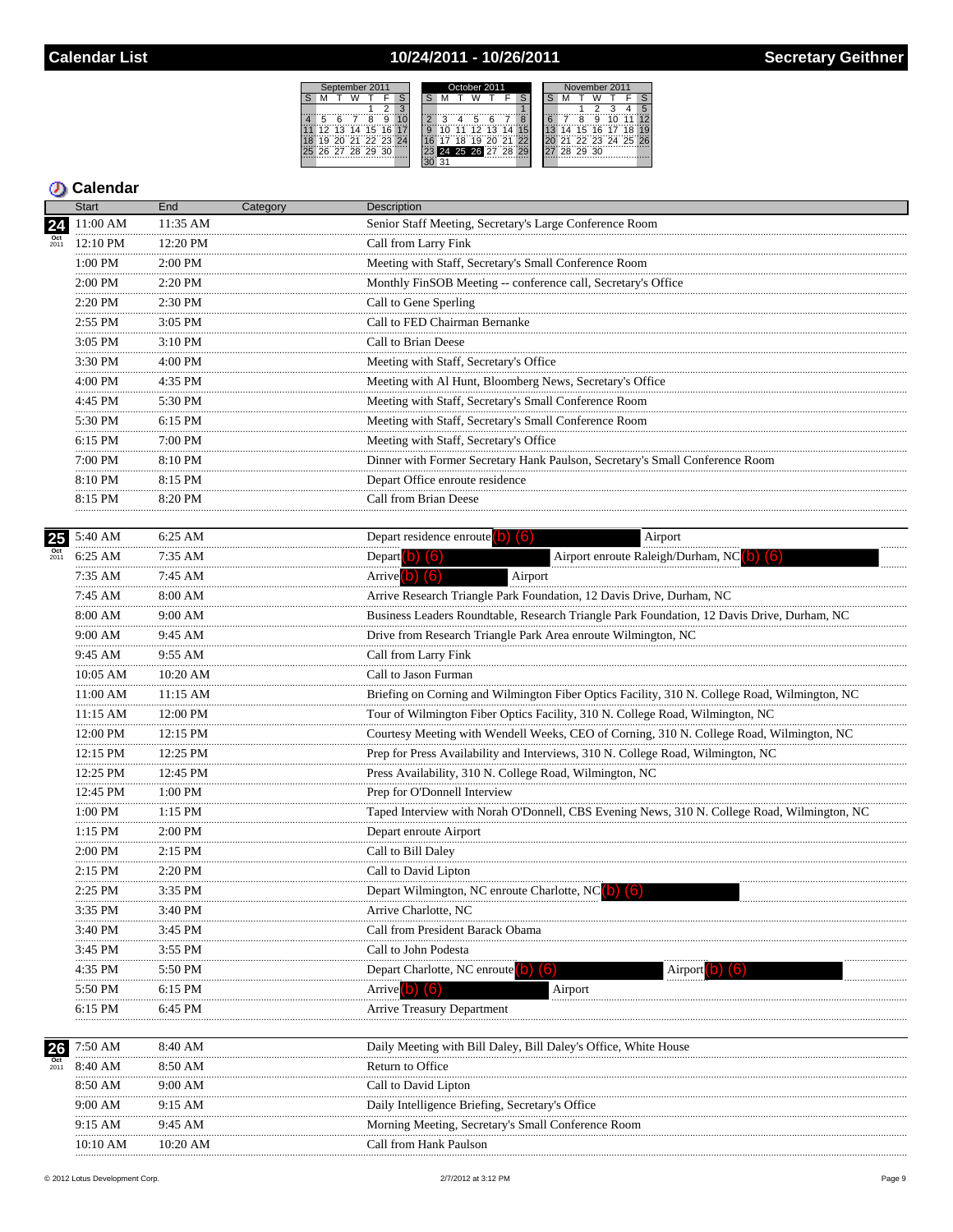# Calendar List — 10/24/2011 - 10/26/2011 — Secretary Geithner

## Calendar

| Date | Start | End | Category | Description |
|---|---|---|---|---|
| 24 Oct 2011 | 11:00 AM | 11:35 AM | | Senior Staff Meeting, Secretary's Large Conference Room |
| | 12:10 PM | 12:20 PM | | Call from Larry Fink |
| | 1:00 PM | 2:00 PM | | Meeting with Staff, Secretary's Small Conference Room |
| | 2:00 PM | 2:20 PM | | Monthly FinSOB Meeting -- conference call, Secretary's Office |
| | 2:20 PM | 2:30 PM | | Call to Gene Sperling |
| | 2:55 PM | 3:05 PM | | Call to FED Chairman Bernanke |
| | 3:05 PM | 3:10 PM | | Call to Brian Deese |
| | 3:30 PM | 4:00 PM | | Meeting with Staff, Secretary's Office |
| | 4:00 PM | 4:35 PM | | Meeting with Al Hunt, Bloomberg News, Secretary's Office |
| | 4:45 PM | 5:30 PM | | Meeting with Staff, Secretary's Small Conference Room |
| | 5:30 PM | 6:15 PM | | Meeting with Staff, Secretary's Small Conference Room |
| | 6:15 PM | 7:00 PM | | Meeting with Staff, Secretary's Office |
| | 7:00 PM | 8:10 PM | | Dinner with Former Secretary Hank Paulson, Secretary's Small Conference Room |
| | 8:10 PM | 8:15 PM | | Depart Office enroute residence |
| | 8:15 PM | 8:20 PM | | Call from Brian Deese |
| 25 Oct 2011 | 5:40 AM | 6:25 AM | | Depart residence enroute (b) (6) Airport |
| | 6:25 AM | 7:35 AM | | Depart (b) (6) Airport enroute Raleigh/Durham, NC (b) (6) |
| | 7:35 AM | 7:45 AM | | Arrive (b) (6) Airport |
| | 7:45 AM | 8:00 AM | | Arrive Research Triangle Park Foundation, 12 Davis Drive, Durham, NC |
| | 8:00 AM | 9:00 AM | | Business Leaders Roundtable, Research Triangle Park Foundation, 12 Davis Drive, Durham, NC |
| | 9:00 AM | 9:45 AM | | Drive from Research Triangle Park Area enroute Wilmington, NC |
| | 9:45 AM | 9:55 AM | | Call from Larry Fink |
| | 10:05 AM | 10:20 AM | | Call to Jason Furman |
| | 11:00 AM | 11:15 AM | | Briefing on Corning and Wilmington Fiber Optics Facility, 310 N. College Road, Wilmington, NC |
| | 11:15 AM | 12:00 PM | | Tour of Wilmington Fiber Optics Facility, 310 N. College Road, Wilmington, NC |
| | 12:00 PM | 12:15 PM | | Courtesy Meeting with Wendell Weeks, CEO of Corning, 310 N. College Road, Wilmington, NC |
| | 12:15 PM | 12:25 PM | | Prep for Press Availability and Interviews, 310 N. College Road, Wilmington, NC |
| | 12:25 PM | 12:45 PM | | Press Availability, 310 N. College Road, Wilmington, NC |
| | 12:45 PM | 1:00 PM | | Prep for O'Donnell Interview |
| | 1:00 PM | 1:15 PM | | Taped Interview with Norah O'Donnell, CBS Evening News, 310 N. College Road, Wilmington, NC |
| | 1:15 PM | 2:00 PM | | Depart enroute Airport |
| | 2:00 PM | 2:15 PM | | Call to Bill Daley |
| | 2:15 PM | 2:20 PM | | Call to David Lipton |
| | 2:25 PM | 3:35 PM | | Depart Wilmington, NC enroute Charlotte, NC (b) (6) |
| | 3:35 PM | 3:40 PM | | Arrive Charlotte, NC |
| | 3:40 PM | 3:45 PM | | Call from President Barack Obama |
| | 3:45 PM | 3:55 PM | | Call to John Podesta |
| | 4:35 PM | 5:50 PM | | Depart Charlotte, NC enroute (b) (6) Airport (b) (6) |
| | 5:50 PM | 6:15 PM | | Arrive (b) (6) Airport |
| | 6:15 PM | 6:45 PM | | Arrive Treasury Department |
| 26 Oct 2011 | 7:50 AM | 8:40 AM | | Daily Meeting with Bill Daley, Bill Daley's Office, White House |
| | 8:40 AM | 8:50 AM | | Return to Office |
| | 8:50 AM | 9:00 AM | | Call to David Lipton |
| | 9:00 AM | 9:15 AM | | Daily Intelligence Briefing, Secretary's Office |
| | 9:15 AM | 9:45 AM | | Morning Meeting, Secretary's Small Conference Room |
| | 10:10 AM | 10:20 AM | | Call from Hank Paulson |

© 2012 Lotus Development Corp. 2/7/2012 at 3:12 PM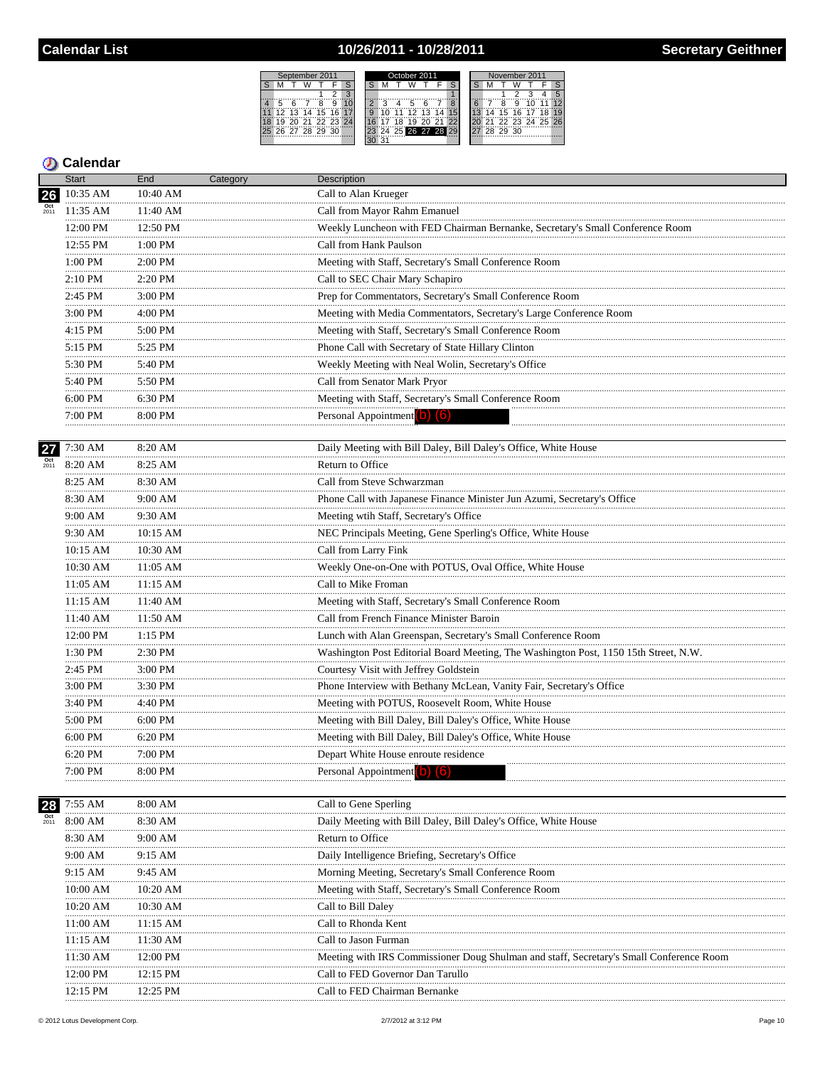# Calendar List — 10/26/2011 - 10/28/2011 — Secretary Geithner

| | September 2011 | | | | | |
|---|---|---|---|---|---|---|
| S | M | T | W | T | F | S |
| | | | | 1 | 2 | 3 |
| 4 | 5 | 6 | 7 | 8 | 9 | 10 |
| 11 | 12 | 13 | 14 | 15 | 16 | 17 |
| 18 | 19 | 20 | 21 | 22 | 23 | 24 |
| 25 | 26 | 27 | 28 | 29 | 30 | |

| | October 2011 | | | | | |
|---|---|---|---|---|---|---|
| S | M | T | W | T | F | S |
| | | | | | | 1 |
| 2 | 3 | 4 | 5 | 6 | 7 | 8 |
| 9 | 10 | 11 | 12 | 13 | 14 | 15 |
| 16 | 17 | 18 | 19 | 20 | 21 | 22 |
| 23 | 24 | 25 | 26 | 27 | 28 | 29 |
| 30 | 31 | | | | | |

| | November 2011 | | | | | |
|---|---|---|---|---|---|---|
| S | M | T | W | T | F | S |
| | | 1 | 2 | 3 | 4 | 5 |
| 6 | 7 | 8 | 9 | 10 | 11 | 12 |
| 13 | 14 | 15 | 16 | 17 | 18 | 19 |
| 20 | 21 | 22 | 23 | 24 | 25 | 26 |
| 27 | 28 | 29 | 30 | | | |

## Calendar

| Date | Start | End | Category | Description |
|---|---|---|---|---|
| 26 Oct 2011 | 10:35 AM | 10:40 AM | | Call to Alan Krueger |
| | 11:35 AM | 11:40 AM | | Call from Mayor Rahm Emanuel |
| | 12:00 PM | 12:50 PM | | Weekly Luncheon with FED Chairman Bernanke, Secretary's Small Conference Room |
| | 12:55 PM | 1:00 PM | | Call from Hank Paulson |
| | 1:00 PM | 2:00 PM | | Meeting with Staff, Secretary's Small Conference Room |
| | 2:10 PM | 2:20 PM | | Call to SEC Chair Mary Schapiro |
| | 2:45 PM | 3:00 PM | | Prep for Commentators, Secretary's Small Conference Room |
| | 3:00 PM | 4:00 PM | | Meeting with Media Commentators, Secretary's Large Conference Room |
| | 4:15 PM | 5:00 PM | | Meeting with Staff, Secretary's Small Conference Room |
| | 5:15 PM | 5:25 PM | | Phone Call with Secretary of State Hillary Clinton |
| | 5:30 PM | 5:40 PM | | Weekly Meeting with Neal Wolin, Secretary's Office |
| | 5:40 PM | 5:50 PM | | Call from Senator Mark Pryor |
| | 6:00 PM | 6:30 PM | | Meeting with Staff, Secretary's Small Conference Room |
| | 7:00 PM | 8:00 PM | | Personal Appointment (b) (6) |
| 27 Oct 2011 | 7:30 AM | 8:20 AM | | Daily Meeting with Bill Daley, Bill Daley's Office, White House |
| | 8:20 AM | 8:25 AM | | Return to Office |
| | 8:25 AM | 8:30 AM | | Call from Steve Schwarzman |
| | 8:30 AM | 9:00 AM | | Phone Call with Japanese Finance Minister Jun Azumi, Secretary's Office |
| | 9:00 AM | 9:30 AM | | Meeting wtih Staff, Secretary's Office |
| | 9:30 AM | 10:15 AM | | NEC Principals Meeting, Gene Sperling's Office, White House |
| | 10:15 AM | 10:30 AM | | Call from Larry Fink |
| | 10:30 AM | 11:05 AM | | Weekly One-on-One with POTUS, Oval Office, White House |
| | 11:05 AM | 11:15 AM | | Call to Mike Froman |
| | 11:15 AM | 11:40 AM | | Meeting with Staff, Secretary's Small Conference Room |
| | 11:40 AM | 11:50 AM | | Call from French Finance Minister Baroin |
| | 12:00 PM | 1:15 PM | | Lunch with Alan Greenspan, Secretary's Small Conference Room |
| | 1:30 PM | 2:30 PM | | Washington Post Editorial Board Meeting, The Washington Post, 1150 15th Street, N.W. |
| | 2:45 PM | 3:00 PM | | Courtesy Visit with Jeffrey Goldstein |
| | 3:00 PM | 3:30 PM | | Phone Interview with Bethany McLean, Vanity Fair, Secretary's Office |
| | 3:40 PM | 4:40 PM | | Meeting with POTUS, Roosevelt Room, White House |
| | 5:00 PM | 6:00 PM | | Meeting with Bill Daley, Bill Daley's Office, White House |
| | 6:00 PM | 6:20 PM | | Meeting with Bill Daley, Bill Daley's Office, White House |
| | 6:20 PM | 7:00 PM | | Depart White House enroute residence |
| | 7:00 PM | 8:00 PM | | Personal Appointment (b) (6) |
| 28 Oct 2011 | 7:55 AM | 8:00 AM | | Call to Gene Sperling |
| | 8:00 AM | 8:30 AM | | Daily Meeting with Bill Daley, Bill Daley's Office, White House |
| | 8:30 AM | 9:00 AM | | Return to Office |
| | 9:00 AM | 9:15 AM | | Daily Intelligence Briefing, Secretary's Office |
| | 9:15 AM | 9:45 AM | | Morning Meeting, Secretary's Small Conference Room |
| | 10:00 AM | 10:20 AM | | Meeting with Staff, Secretary's Small Conference Room |
| | 10:20 AM | 10:30 AM | | Call to Bill Daley |
| | 11:00 AM | 11:15 AM | | Call to Rhonda Kent |
| | 11:15 AM | 11:30 AM | | Call to Jason Furman |
| | 11:30 AM | 12:00 PM | | Meeting with IRS Commissioner Doug Shulman and staff, Secretary's Small Conference Room |
| | 12:00 PM | 12:15 PM | | Call to FED Governor Dan Tarullo |
| | 12:15 PM | 12:25 PM | | Call to FED Chairman Bernanke |

© 2012 Lotus Development Corp. — 2/7/2012 at 3:12 PM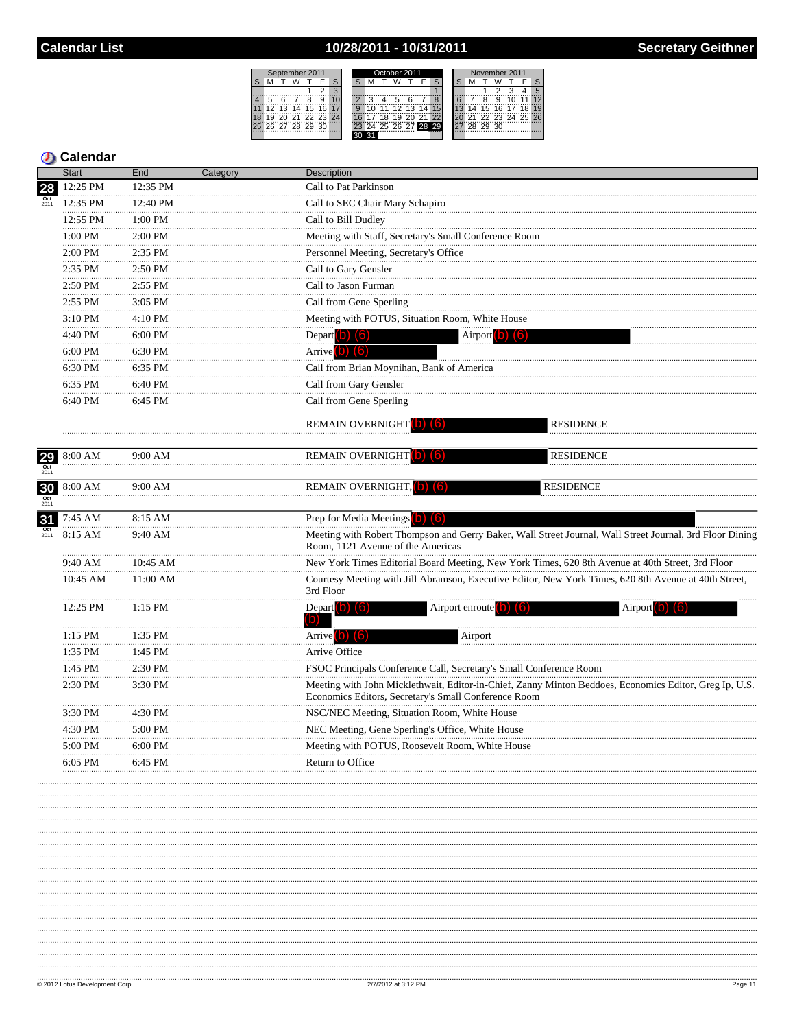# Calendar List — 10/28/2011 - 10/31/2011 — Secretary Geithner

## Calendar

| Date | Start | End | Category | Description |
|---|---|---|---|---|
| 28 Oct 2011 | 12:25 PM | 12:35 PM | | Call to Pat Parkinson |
| | 12:35 PM | 12:40 PM | | Call to SEC Chair Mary Schapiro |
| | 12:55 PM | 1:00 PM | | Call to Bill Dudley |
| | 1:00 PM | 2:00 PM | | Meeting with Staff, Secretary's Small Conference Room |
| | 2:00 PM | 2:35 PM | | Personnel Meeting, Secretary's Office |
| | 2:35 PM | 2:50 PM | | Call to Gary Gensler |
| | 2:50 PM | 2:55 PM | | Call to Jason Furman |
| | 2:55 PM | 3:05 PM | | Call from Gene Sperling |
| | 3:10 PM | 4:10 PM | | Meeting with POTUS, Situation Room, White House |
| | 4:40 PM | 6:00 PM | | Depart (b) (6) Airport (b) (6) |
| | 6:00 PM | 6:30 PM | | Arrive (b) (6) |
| | 6:30 PM | 6:35 PM | | Call from Brian Moynihan, Bank of America |
| | 6:35 PM | 6:40 PM | | Call from Gary Gensler |
| | 6:40 PM | 6:45 PM | | Call from Gene Sperling |
| | | | | REMAIN OVERNIGHT (b) (6) RESIDENCE |
| 29 Oct 2011 | 8:00 AM | 9:00 AM | | REMAIN OVERNIGHT (b) (6) RESIDENCE |
| 30 Oct 2011 | 8:00 AM | 9:00 AM | | REMAIN OVERNIGHT, (b) (6) RESIDENCE |
| 31 Oct 2011 | 7:45 AM | 8:15 AM | | Prep for Media Meetings (b) (6) |
| | 8:15 AM | 9:40 AM | | Meeting with Robert Thompson and Gerry Baker, Wall Street Journal, Wall Street Journal, 3rd Floor Dining Room, 1121 Avenue of the Americas |
| | 9:40 AM | 10:45 AM | | New York Times Editorial Board Meeting, New York Times, 620 8th Avenue at 40th Street, 3rd Floor |
| | 10:45 AM | 11:00 AM | | Courtesy Meeting with Jill Abramson, Executive Editor, New York Times, 620 8th Avenue at 40th Street, 3rd Floor |
| | 12:25 PM | 1:15 PM | | Depart (b) (6) Airport enroute (b) (6) Airport (b) (6) (b) |
| | 1:15 PM | 1:35 PM | | Arrive (b) (6) Airport |
| | 1:35 PM | 1:45 PM | | Arrive Office |
| | 1:45 PM | 2:30 PM | | FSOC Principals Conference Call, Secretary's Small Conference Room |
| | 2:30 PM | 3:30 PM | | Meeting with John Micklethwait, Editor-in-Chief, Zanny Minton Beddoes, Economics Editor, Greg Ip, U.S. Economics Editors, Secretary's Small Conference Room |
| | 3:30 PM | 4:30 PM | | NSC/NEC Meeting, Situation Room, White House |
| | 4:30 PM | 5:00 PM | | NEC Meeting, Gene Sperling's Office, White House |
| | 5:00 PM | 6:00 PM | | Meeting with POTUS, Roosevelt Room, White House |
| | 6:05 PM | 6:45 PM | | Return to Office |

© 2012 Lotus Development Corp. 2/7/2012 at 3:12 PM